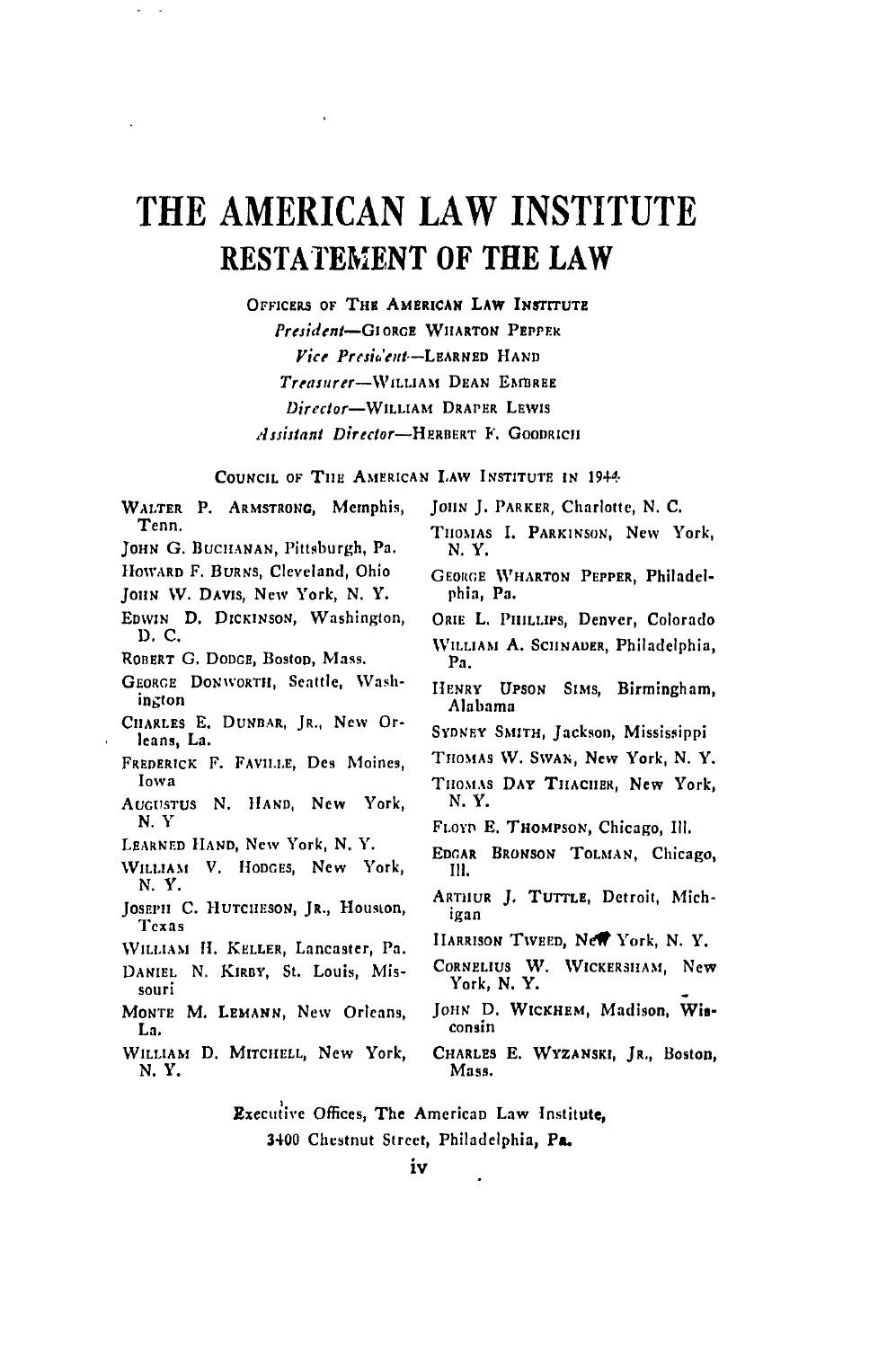# THE AMERICAN LAW INSTITUTE

## RESTATEMENT OF THE LAW

OFFICERS OF THE AMERICAN LAW INSTITUTE

*President*—GEORGE WHARTON PEPPER

*Vice President*—LEARNED HAND

*Treasurer*—WILLIAM DEAN EMBREE

*Director*—WILLIAM DRAPER LEWIS

*Assistant Director*—HERBERT F. GOODRICH

COUNCIL OF THE AMERICAN LAW INSTITUTE IN 1944

WALTER P. ARMSTRONG, Memphis, Tenn.
JOHN G. BUCHANAN, Pittsburgh, Pa.
HOWARD F. BURNS, Cleveland, Ohio
JOHN W. DAVIS, New York, N. Y.
EDWIN D. DICKINSON, Washington, D. C.
ROBERT G. DODGE, Boston, Mass.
GEORGE DONWORTH, Seattle, Washington
CHARLES E. DUNBAR, JR., New Orleans, La.
FREDERICK F. FAVILLE, Des Moines, Iowa
AUGUSTUS N. HAND, New York, N. Y.
LEARNED HAND, New York, N. Y.
WILLIAM V. HODGES, New York, N. Y.
JOSEPH C. HUTCHESON, JR., Houston, Texas
WILLIAM H. KELLER, Lancaster, Pa.
DANIEL N. KIRBY, St. Louis, Missouri
MONTE M. LEMANN, New Orleans, La.
WILLIAM D. MITCHELL, New York, N. Y.
JOHN J. PARKER, Charlotte, N. C.
THOMAS I. PARKINSON, New York, N. Y.
GEORGE WHARTON PEPPER, Philadelphia, Pa.
ORIE L. PHILLIPS, Denver, Colorado
WILLIAM A. SCHNADER, Philadelphia, Pa.
HENRY UPSON SIMS, Birmingham, Alabama
SYDNEY SMITH, Jackson, Mississippi
THOMAS W. SWAN, New York, N. Y.
THOMAS DAY THACHER, New York, N. Y.
FLOYD E. THOMPSON, Chicago, Ill.
EDGAR BRONSON TOLMAN, Chicago, Ill.
ARTHUR J. TUTTLE, Detroit, Michigan
HARRISON TWEED, New York, N. Y.
CORNELIUS W. WICKERSHAM, New York, N. Y.
JOHN D. WICKHEM, Madison, Wisconsin
CHARLES E. WYZANSKI, JR., Boston, Mass.

Executive Offices, The American Law Institute,
3400 Chestnut Street, Philadelphia, Pa.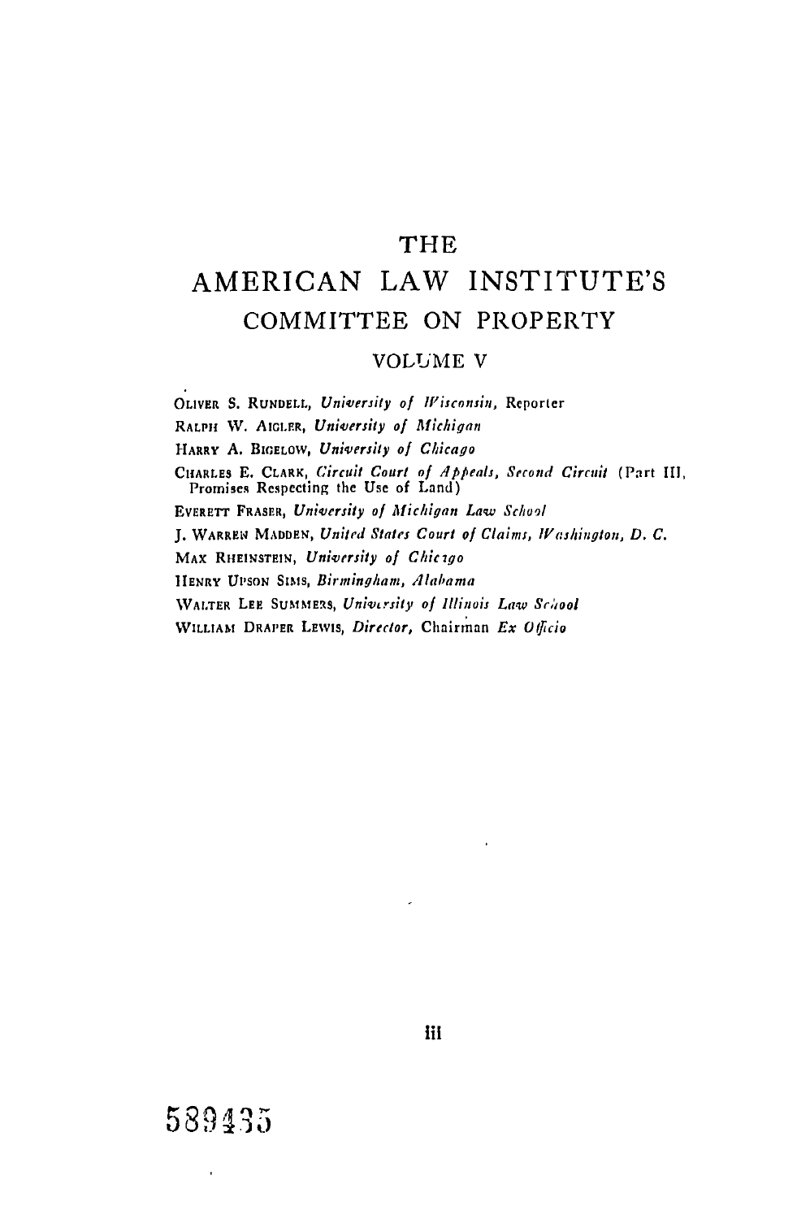# THE
# AMERICAN LAW INSTITUTE'S
## COMMITTEE ON PROPERTY
### VOLUME V

OLIVER S. RUNDELL, *University of Wisconsin*, Reporter

RALPH W. AIGLER, *University of Michigan*

HARRY A. BIGELOW, *University of Chicago*

CHARLES E. CLARK, *Circuit Court of Appeals, Second Circuit* (Part III, Promises Respecting the Use of Land)

EVERETT FRASER, *University of Michigan Law School*

J. WARREN MADDEN, *United States Court of Claims, Washington, D. C.*

MAX RHEINSTEIN, *University of Chicago*

HENRY UPSON SIMS, *Birmingham, Alabama*

WALTER LEE SUMMERS, *University of Illinois Law School*

WILLIAM DRAPER LEWIS, *Director*, Chairman *Ex Officio*

589435